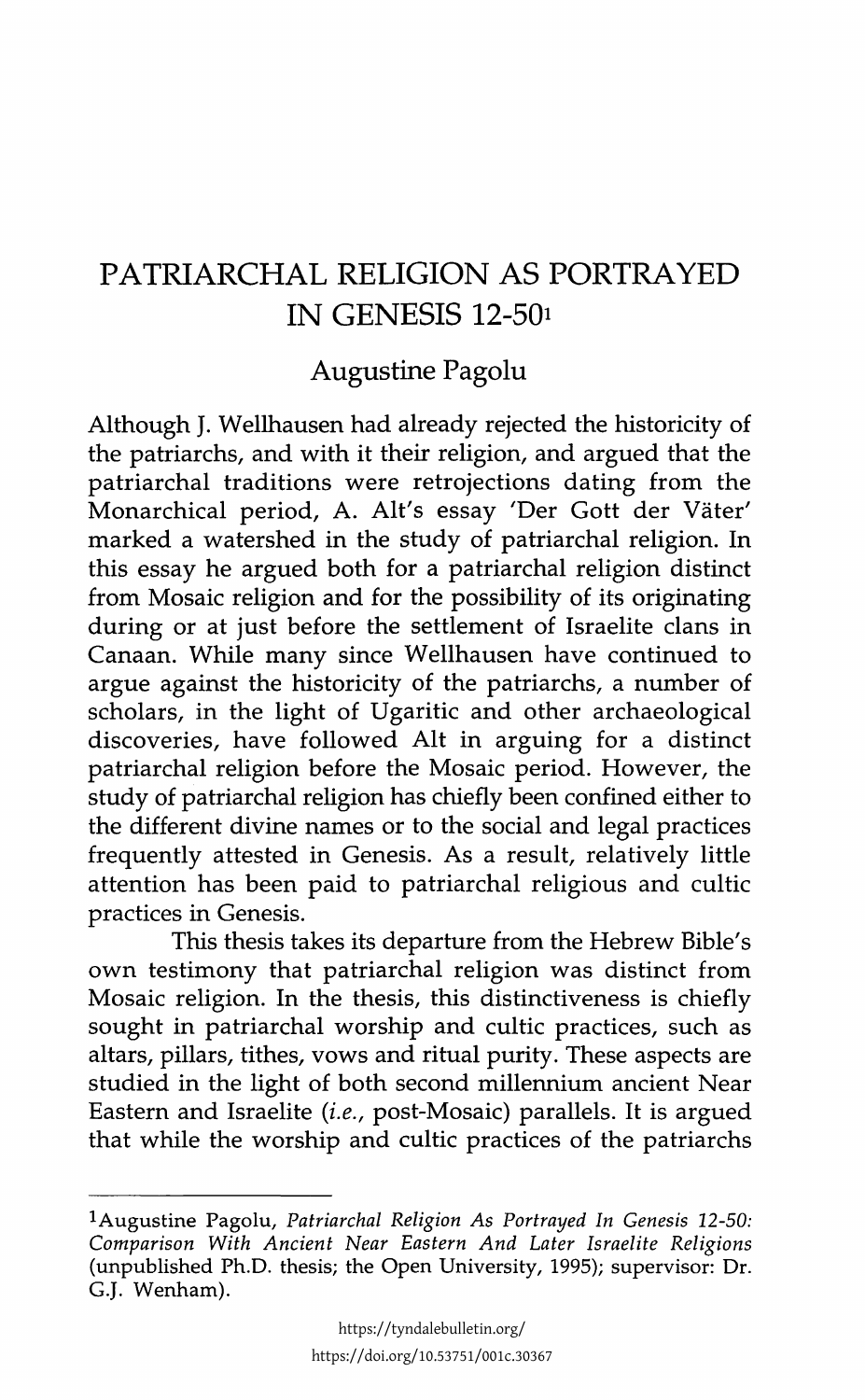# PATRIARCHAL RELIGION AS PORTRAYED IN GENESIS 12-50[1]

## Augustine Pagolu

Although J. Wellhausen had already rejected the historicity of the patriarchs, and with it their religion, and argued that the patriarchal traditions were retrojections dating from the Monarchical period, A. Alt's essay 'Der Gott der Väter' marked a watershed in the study of patriarchal religion. In this essay he argued both for a patriarchal religion distinct from Mosaic religion and for the possibility of its originating during or at just before the settlement of Israelite clans in Canaan. While many since Wellhausen have continued to argue against the historicity of the patriarchs, a number of scholars, in the light of Ugaritic and other archaeological discoveries, have followed Alt in arguing for a distinct patriarchal religion before the Mosaic period. However, the study of patriarchal religion has chiefly been confined either to the different divine names or to the social and legal practices frequently attested in Genesis. As a result, relatively little attention has been paid to patriarchal religious and cultic practices in Genesis.

This thesis takes its departure from the Hebrew Bible's own testimony that patriarchal religion was distinct from Mosaic religion. In the thesis, this distinctiveness is chiefly sought in patriarchal worship and cultic practices, such as altars, pillars, tithes, vows and ritual purity. These aspects are studied in the light of both second millennium ancient Near Eastern and Israelite (*i.e.*, post-Mosaic) parallels. It is argued that while the worship and cultic practices of the patriarchs

---

[1]Augustine Pagolu, *Patriarchal Religion As Portrayed In Genesis 12-50: Comparison With Ancient Near Eastern And Later Israelite Religions* (unpublished Ph.D. thesis; the Open University, 1995); supervisor: Dr. G.J. Wenham).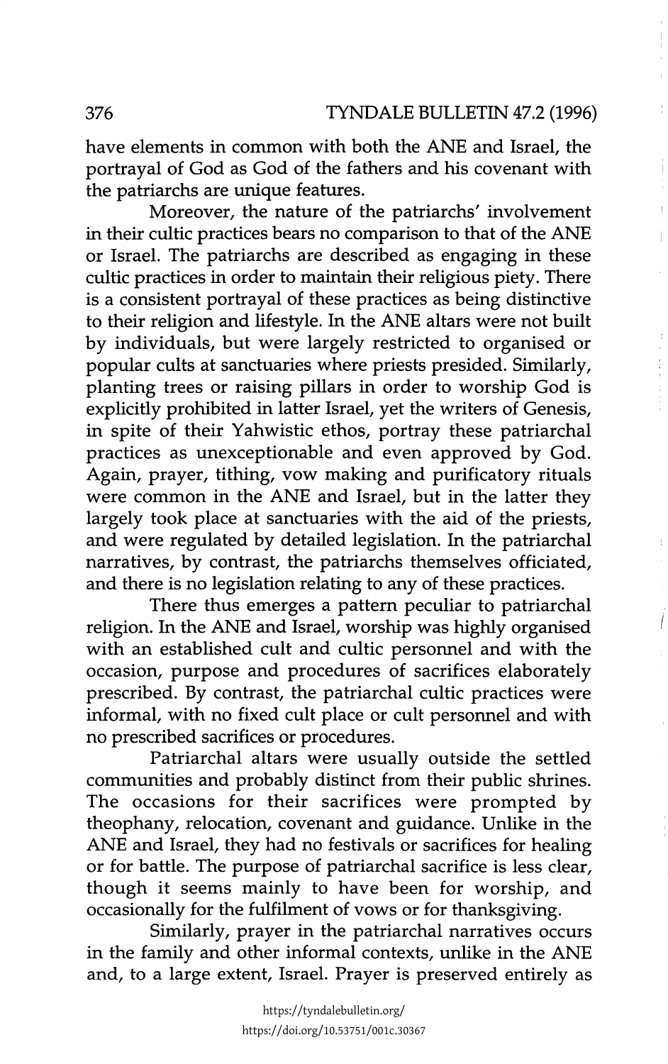have elements in common with both the ANE and Israel, the portrayal of God as God of the fathers and his covenant with the patriarchs are unique features.

Moreover, the nature of the patriarchs' involvement in their cultic practices bears no comparison to that of the ANE or Israel. The patriarchs are described as engaging in these cultic practices in order to maintain their religious piety. There is a consistent portrayal of these practices as being distinctive to their religion and lifestyle. In the ANE altars were not built by individuals, but were largely restricted to organised or popular cults at sanctuaries where priests presided. Similarly, planting trees or raising pillars in order to worship God is explicitly prohibited in latter Israel, yet the writers of Genesis, in spite of their Yahwistic ethos, portray these patriarchal practices as unexceptionable and even approved by God. Again, prayer, tithing, vow making and purificatory rituals were common in the ANE and Israel, but in the latter they largely took place at sanctuaries with the aid of the priests, and were regulated by detailed legislation. In the patriarchal narratives, by contrast, the patriarchs themselves officiated, and there is no legislation relating to any of these practices.

There thus emerges a pattern peculiar to patriarchal religion. In the ANE and Israel, worship was highly organised with an established cult and cultic personnel and with the occasion, purpose and procedures of sacrifices elaborately prescribed. By contrast, the patriarchal cultic practices were informal, with no fixed cult place or cult personnel and with no prescribed sacrifices or procedures.

Patriarchal altars were usually outside the settled communities and probably distinct from their public shrines. The occasions for their sacrifices were prompted by theophany, relocation, covenant and guidance. Unlike in the ANE and Israel, they had no festivals or sacrifices for healing or for battle. The purpose of patriarchal sacrifice is less clear, though it seems mainly to have been for worship, and occasionally for the fulfilment of vows or for thanksgiving.

Similarly, prayer in the patriarchal narratives occurs in the family and other informal contexts, unlike in the ANE and, to a large extent, Israel. Prayer is preserved entirely as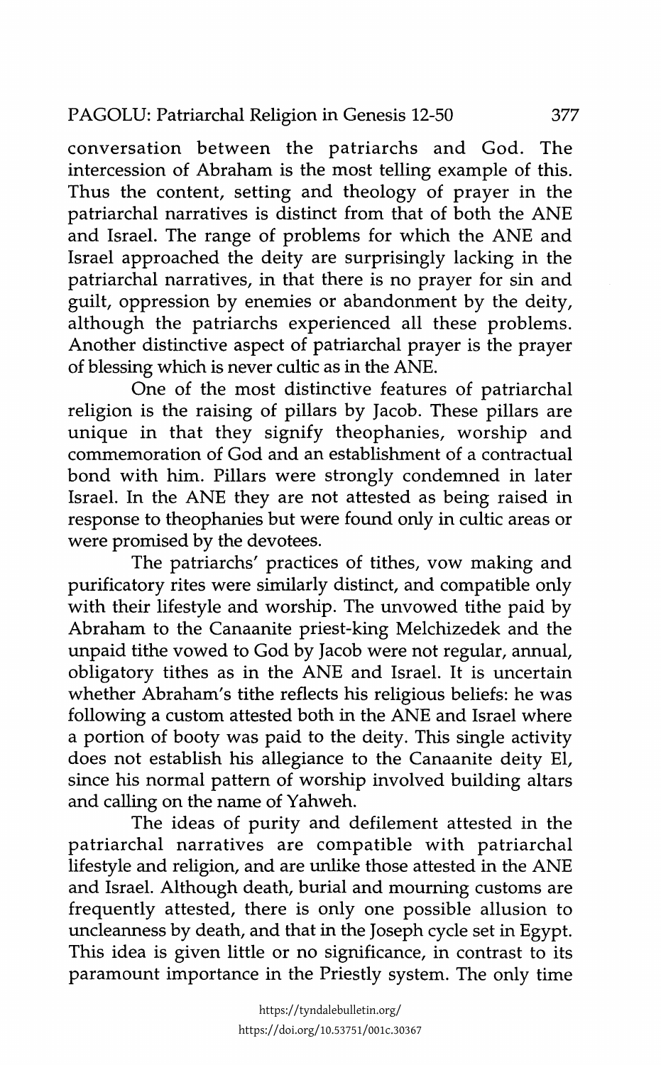conversation between the patriarchs and God. The intercession of Abraham is the most telling example of this. Thus the content, setting and theology of prayer in the patriarchal narratives is distinct from that of both the ANE and Israel. The range of problems for which the ANE and Israel approached the deity are surprisingly lacking in the patriarchal narratives, in that there is no prayer for sin and guilt, oppression by enemies or abandonment by the deity, although the patriarchs experienced all these problems. Another distinctive aspect of patriarchal prayer is the prayer of blessing which is never cultic as in the ANE.

One of the most distinctive features of patriarchal religion is the raising of pillars by Jacob. These pillars are unique in that they signify theophanies, worship and commemoration of God and an establishment of a contractual bond with him. Pillars were strongly condemned in later Israel. In the ANE they are not attested as being raised in response to theophanies but were found only in cultic areas or were promised by the devotees.

The patriarchs' practices of tithes, vow making and purificatory rites were similarly distinct, and compatible only with their lifestyle and worship. The unvowed tithe paid by Abraham to the Canaanite priest-king Melchizedek and the unpaid tithe vowed to God by Jacob were not regular, annual, obligatory tithes as in the ANE and Israel. It is uncertain whether Abraham's tithe reflects his religious beliefs: he was following a custom attested both in the ANE and Israel where a portion of booty was paid to the deity. This single activity does not establish his allegiance to the Canaanite deity El, since his normal pattern of worship involved building altars and calling on the name of Yahweh.

The ideas of purity and defilement attested in the patriarchal narratives are compatible with patriarchal lifestyle and religion, and are unlike those attested in the ANE and Israel. Although death, burial and mourning customs are frequently attested, there is only one possible allusion to uncleanness by death, and that in the Joseph cycle set in Egypt. This idea is given little or no significance, in contrast to its paramount importance in the Priestly system. The only time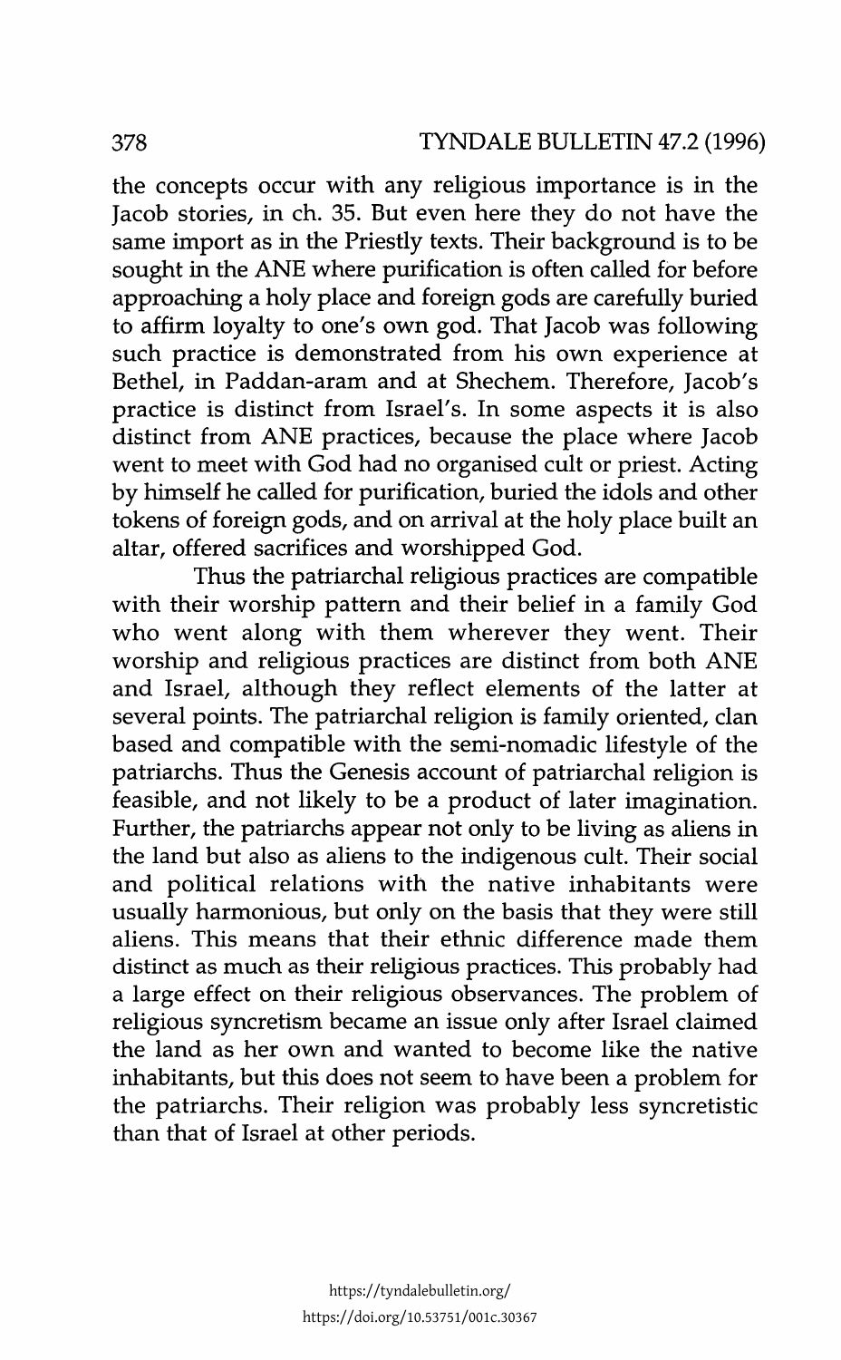the concepts occur with any religious importance is in the Jacob stories, in ch. 35. But even here they do not have the same import as in the Priestly texts. Their background is to be sought in the ANE where purification is often called for before approaching a holy place and foreign gods are carefully buried to affirm loyalty to one's own god. That Jacob was following such practice is demonstrated from his own experience at Bethel, in Paddan-aram and at Shechem. Therefore, Jacob's practice is distinct from Israel's. In some aspects it is also distinct from ANE practices, because the place where Jacob went to meet with God had no organised cult or priest. Acting by himself he called for purification, buried the idols and other tokens of foreign gods, and on arrival at the holy place built an altar, offered sacrifices and worshipped God.

Thus the patriarchal religious practices are compatible with their worship pattern and their belief in a family God who went along with them wherever they went. Their worship and religious practices are distinct from both ANE and Israel, although they reflect elements of the latter at several points. The patriarchal religion is family oriented, clan based and compatible with the semi-nomadic lifestyle of the patriarchs. Thus the Genesis account of patriarchal religion is feasible, and not likely to be a product of later imagination. Further, the patriarchs appear not only to be living as aliens in the land but also as aliens to the indigenous cult. Their social and political relations with the native inhabitants were usually harmonious, but only on the basis that they were still aliens. This means that their ethnic difference made them distinct as much as their religious practices. This probably had a large effect on their religious observances. The problem of religious syncretism became an issue only after Israel claimed the land as her own and wanted to become like the native inhabitants, but this does not seem to have been a problem for the patriarchs. Their religion was probably less syncretistic than that of Israel at other periods.